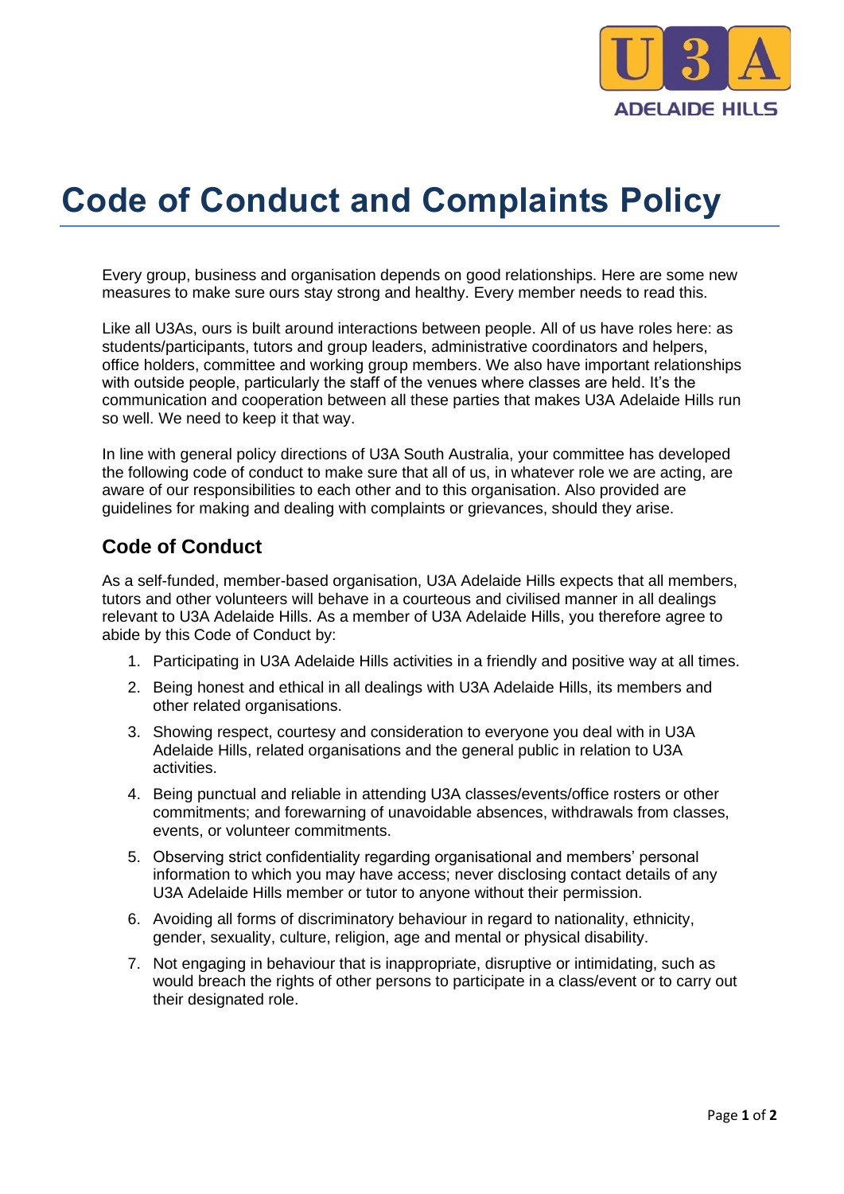# Code of Conduct and Complaints Policy

Every group, business and organisation depends on good relationships. Here are some new measures to make sure ours stay strong and healthy. Every member needs to read this.

Like all U3As, ours is built around interactions between people. All of us have roles here: as students/participants, tutors and group leaders, administrative coordinators and helpers, office holders, committee and working group members. We also have important relationships with outside people, particularly the staff of the venues where classes are held. It's the communication and cooperation between all these parties that makes U3A Adelaide Hills run so well. We need to keep it that way.

In line with general policy directions of U3A South Australia, your committee has developed the following code of conduct to make sure that all of us, in whatever role we are acting, are aware of our responsibilities to each other and to this organisation. Also provided are guidelines for making and dealing with complaints or grievances, should they arise.

## Code of Conduct

As a self-funded, member-based organisation, U3A Adelaide Hills expects that all members, tutors and other volunteers will behave in a courteous and civilised manner in all dealings relevant to U3A Adelaide Hills. As a member of U3A Adelaide Hills, you therefore agree to abide by this Code of Conduct by:

1. Participating in U3A Adelaide Hills activities in a friendly and positive way at all times.
2. Being honest and ethical in all dealings with U3A Adelaide Hills, its members and other related organisations.
3. Showing respect, courtesy and consideration to everyone you deal with in U3A Adelaide Hills, related organisations and the general public in relation to U3A activities.
4. Being punctual and reliable in attending U3A classes/events/office rosters or other commitments; and forewarning of unavoidable absences, withdrawals from classes, events, or volunteer commitments.
5. Observing strict confidentiality regarding organisational and members' personal information to which you may have access; never disclosing contact details of any U3A Adelaide Hills member or tutor to anyone without their permission.
6. Avoiding all forms of discriminatory behaviour in regard to nationality, ethnicity, gender, sexuality, culture, religion, age and mental or physical disability.
7. Not engaging in behaviour that is inappropriate, disruptive or intimidating, such as would breach the rights of other persons to participate in a class/event or to carry out their designated role.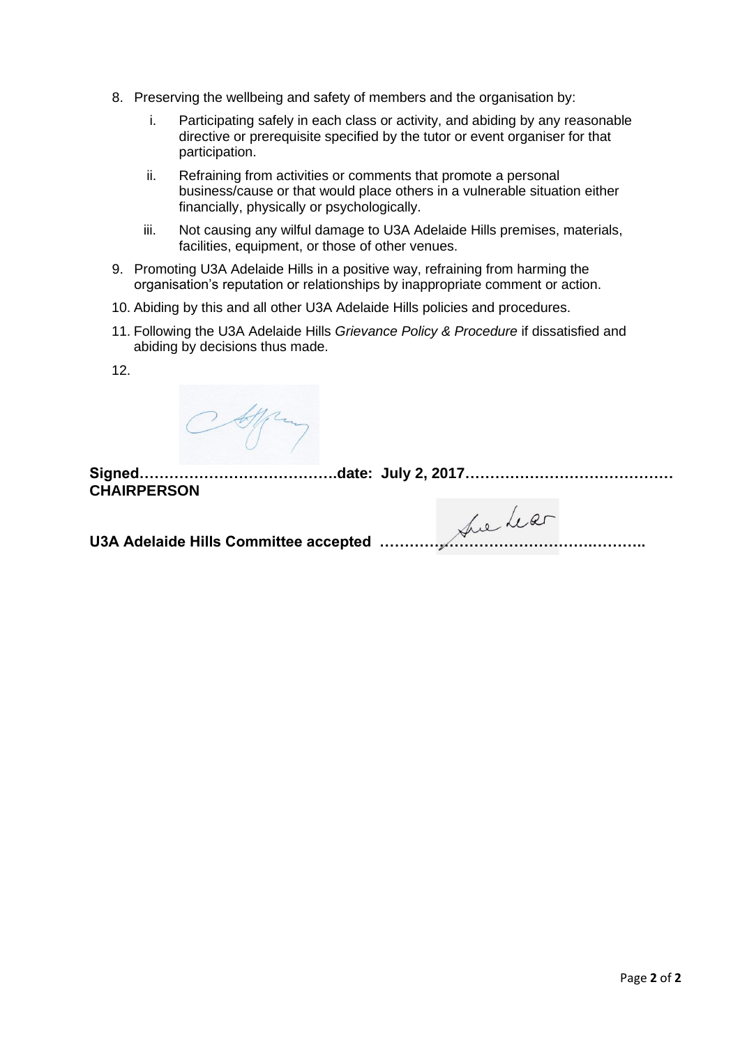8. Preserving the wellbeing and safety of members and the organisation by:
   i. Participating safely in each class or activity, and abiding by any reasonable directive or prerequisite specified by the tutor or event organiser for that participation.
   ii. Refraining from activities or comments that promote a personal business/cause or that would place others in a vulnerable situation either financially, physically or psychologically.
   iii. Not causing any wilful damage to U3A Adelaide Hills premises, materials, facilities, equipment, or those of other venues.
9. Promoting U3A Adelaide Hills in a positive way, refraining from harming the organisation's reputation or relationships by inappropriate comment or action.
10. Abiding by this and all other U3A Adelaide Hills policies and procedures.
11. Following the U3A Adelaide Hills *Grievance Policy & Procedure* if dissatisfied and abiding by decisions thus made.
12.

**Signed…………………………………date: July 2, 2017……………………………………**
**CHAIRPERSON**

**U3A Adelaide Hills Committee accepted ……………………………………………..**